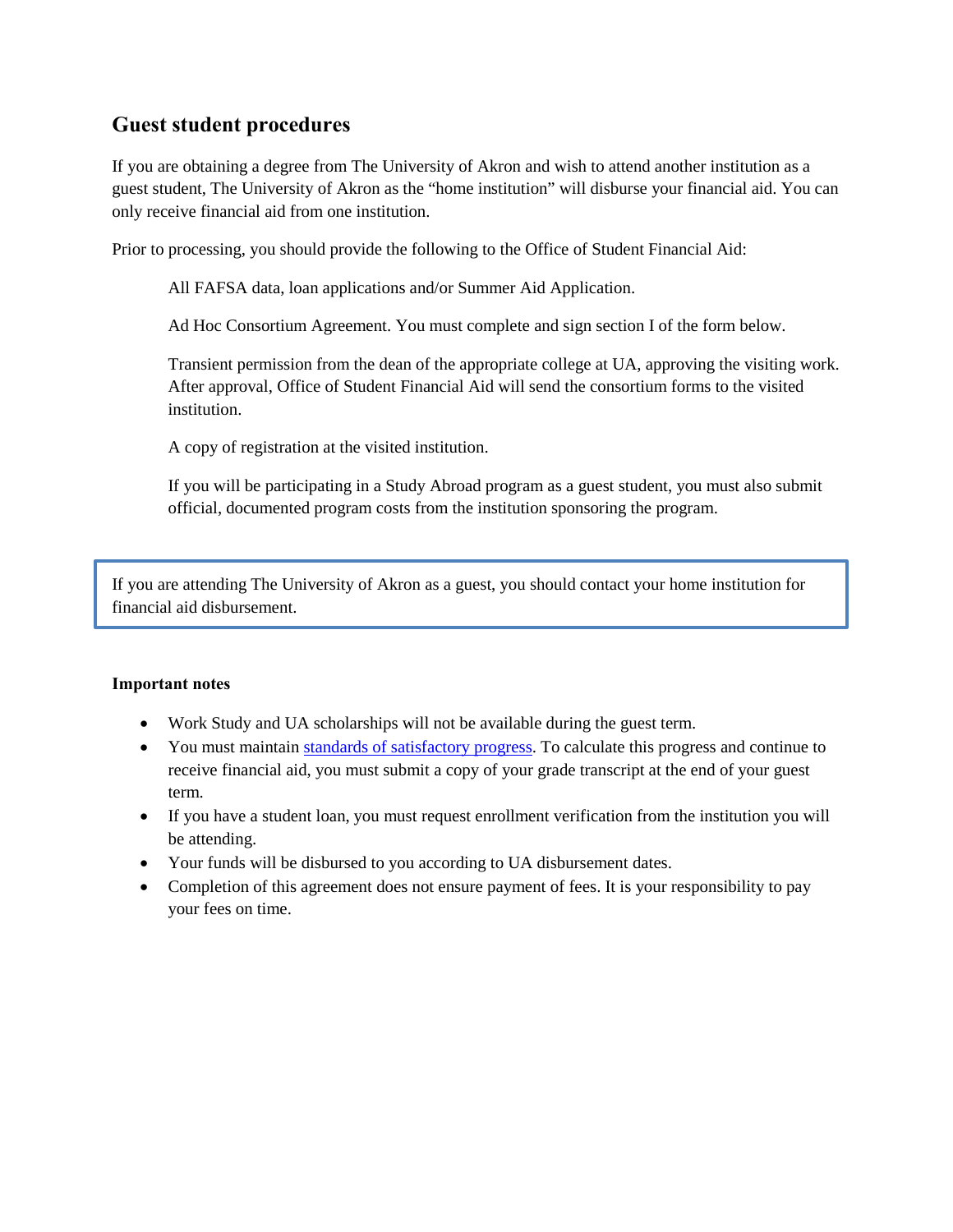## Guest student procedures

If you are obtaining a degree from The University of Akron and wish to attend another institution as a guest student, The University of Akron as the "home institution" will disburse your financial aid. You can only receive financial aid from one institution.

Prior to processing, you should provide the following to the Office of Student Financial Aid:

> All FAFSA data, loan applications and/or Summer Aid Application.
>
> Ad Hoc Consortium Agreement. You must complete and sign section I of the form below.
>
> Transient permission from the dean of the appropriate college at UA, approving the visiting work. After approval, Office of Student Financial Aid will send the consortium forms to the visited institution.
>
> A copy of registration at the visited institution.
>
> If you will be participating in a Study Abroad program as a guest student, you must also submit official, documented program costs from the institution sponsoring the program.

If you are attending The University of Akron as a guest, you should contact your home institution for financial aid disbursement.

**Important notes**

- Work Study and UA scholarships will not be available during the guest term.
- You must maintain standards of satisfactory progress. To calculate this progress and continue to receive financial aid, you must submit a copy of your grade transcript at the end of your guest term.
- If you have a student loan, you must request enrollment verification from the institution you will be attending.
- Your funds will be disbursed to you according to UA disbursement dates.
- Completion of this agreement does not ensure payment of fees. It is your responsibility to pay your fees on time.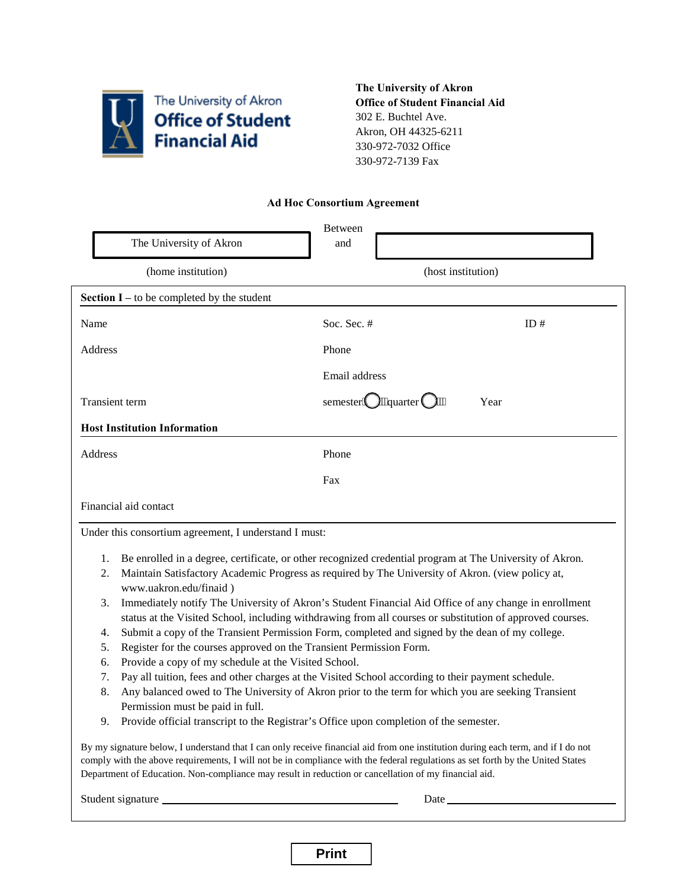The University of Akron
Office of Student Financial Aid

**The University of Akron**
**Office of Student Financial Aid**
302 E. Buchtel Ave.
Akron, OH 44325-6211
330-972-7032 Office
330-972-7139 Fax

**Ad Hoc Consortium Agreement**

| The University of Akron | Between and | |
|---|---|---|
| (home institution) | | (host institution) |

**Section I** – to be completed by the student

Name

Soc. Sec. #

ID #

Address

Phone

Email address

Transient term

semester ◯ quarter ◯

Year

**Host Institution Information**

Address

Phone

Fax

Financial aid contact

Under this consortium agreement, I understand I must:

1. Be enrolled in a degree, certificate, or other recognized credential program at The University of Akron.
2. Maintain Satisfactory Academic Progress as required by The University of Akron. (view policy at, www.uakron.edu/finaid )
3. Immediately notify The University of Akron's Student Financial Aid Office of any change in enrollment status at the Visited School, including withdrawing from all courses or substitution of approved courses.
4. Submit a copy of the Transient Permission Form, completed and signed by the dean of my college.
5. Register for the courses approved on the Transient Permission Form.
6. Provide a copy of my schedule at the Visited School.
7. Pay all tuition, fees and other charges at the Visited School according to their payment schedule.
8. Any balanced owed to The University of Akron prior to the term for which you are seeking Transient Permission must be paid in full.
9. Provide official transcript to the Registrar's Office upon completion of the semester.

By my signature below, I understand that I can only receive financial aid from one institution during each term, and if I do not comply with the above requirements, I will not be in compliance with the federal regulations as set forth by the United States Department of Education. Non-compliance may result in reduction or cancellation of my financial aid.

Student signature ______________________________ Date ____________________

Print